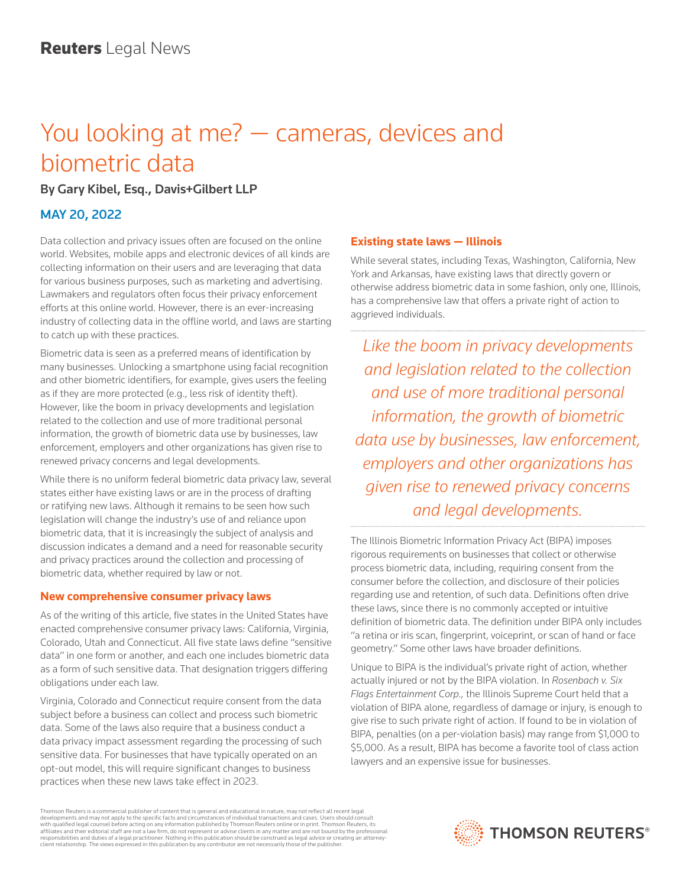Reuters Legal News

# You looking at me? — cameras, devices and biometric data

**By Gary Kibel, Esq., Davis+Gilbert LLP**

**MAY 20, 2022**

Data collection and privacy issues often are focused on the online world. Websites, mobile apps and electronic devices of all kinds are collecting information on their users and are leveraging that data for various business purposes, such as marketing and advertising. Lawmakers and regulators often focus their privacy enforcement efforts at this online world. However, there is an ever-increasing industry of collecting data in the offline world, and laws are starting to catch up with these practices.

Biometric data is seen as a preferred means of identification by many businesses. Unlocking a smartphone using facial recognition and other biometric identifiers, for example, gives users the feeling as if they are more protected (e.g., less risk of identity theft). However, like the boom in privacy developments and legislation related to the collection and use of more traditional personal information, the growth of biometric data use by businesses, law enforcement, employers and other organizations has given rise to renewed privacy concerns and legal developments.

While there is no uniform federal biometric data privacy law, several states either have existing laws or are in the process of drafting or ratifying new laws. Although it remains to be seen how such legislation will change the industry's use of and reliance upon biometric data, that it is increasingly the subject of analysis and discussion indicates a demand and a need for reasonable security and privacy practices around the collection and processing of biometric data, whether required by law or not.

## New comprehensive consumer privacy laws

As of the writing of this article, five states in the United States have enacted comprehensive consumer privacy laws: California, Virginia, Colorado, Utah and Connecticut. All five state laws define "sensitive data" in one form or another, and each one includes biometric data as a form of such sensitive data. That designation triggers differing obligations under each law.

Virginia, Colorado and Connecticut require consent from the data subject before a business can collect and process such biometric data. Some of the laws also require that a business conduct a data privacy impact assessment regarding the processing of such sensitive data. For businesses that have typically operated on an opt-out model, this will require significant changes to business practices when these new laws take effect in 2023.

## Existing state laws — Illinois

While several states, including Texas, Washington, California, New York and Arkansas, have existing laws that directly govern or otherwise address biometric data in some fashion, only one, Illinois, has a comprehensive law that offers a private right of action to aggrieved individuals.

*Like the boom in privacy developments and legislation related to the collection and use of more traditional personal information, the growth of biometric data use by businesses, law enforcement, employers and other organizations has given rise to renewed privacy concerns and legal developments.*

The Illinois Biometric Information Privacy Act (BIPA) imposes rigorous requirements on businesses that collect or otherwise process biometric data, including, requiring consent from the consumer before the collection, and disclosure of their policies regarding use and retention, of such data. Definitions often drive these laws, since there is no commonly accepted or intuitive definition of biometric data. The definition under BIPA only includes "a retina or iris scan, fingerprint, voiceprint, or scan of hand or face geometry." Some other laws have broader definitions.

Unique to BIPA is the individual's private right of action, whether actually injured or not by the BIPA violation. In *Rosenbach v. Six Flags Entertainment Corp.,* the Illinois Supreme Court held that a violation of BIPA alone, regardless of damage or injury, is enough to give rise to such private right of action. If found to be in violation of BIPA, penalties (on a per-violation basis) may range from $1,000 to $5,000. As a result, BIPA has become a favorite tool of class action lawyers and an expensive issue for businesses.

Thomson Reuters is a commercial publisher of content that is general and educational in nature, may not reflect all recent legal developments and may not apply to the specific facts and circumstances of individual transactions and cases. Users should consult with qualified legal counsel before acting on any information published by Thomson Reuters online or in print. Thomson Reuters, its affiliates and their editorial staff are not a law firm, do not represent or advise clients in any matter and are not bound by the professional responsibilities and duties of a legal practitioner. Nothing in this publication should be construed as legal advice or creating an attorney-client relationship. The views expressed in this publication by any contributor are not necessarily those of the publisher.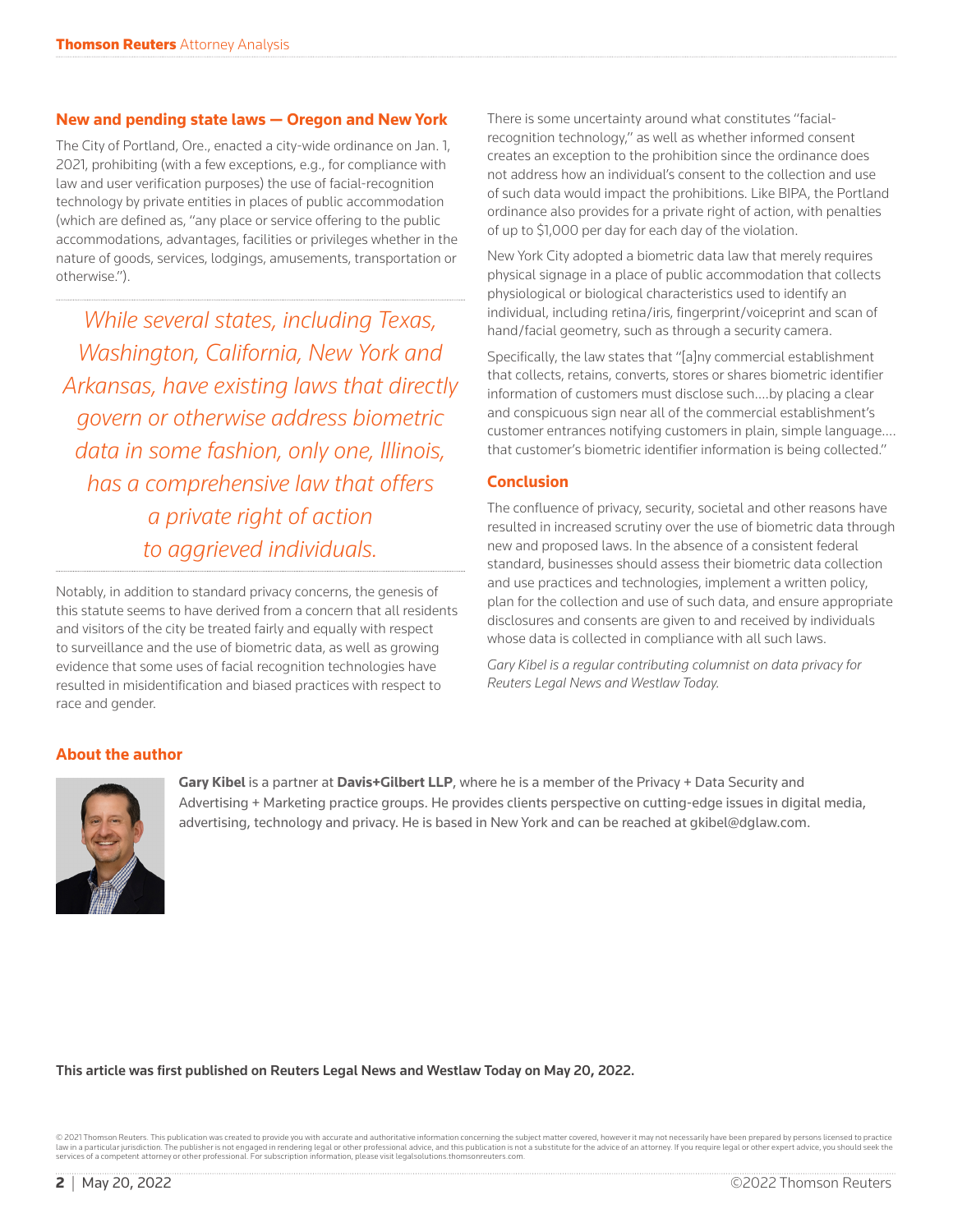## New and pending state laws — Oregon and New York

The City of Portland, Ore., enacted a city-wide ordinance on Jan. 1, 2021, prohibiting (with a few exceptions, e.g., for compliance with law and user verification purposes) the use of facial-recognition technology by private entities in places of public accommodation (which are defined as, "any place or service offering to the public accommodations, advantages, facilities or privileges whether in the nature of goods, services, lodgings, amusements, transportation or otherwise.").

*While several states, including Texas, Washington, California, New York and Arkansas, have existing laws that directly govern or otherwise address biometric data in some fashion, only one, Illinois, has a comprehensive law that offers a private right of action to aggrieved individuals.*

Notably, in addition to standard privacy concerns, the genesis of this statute seems to have derived from a concern that all residents and visitors of the city be treated fairly and equally with respect to surveillance and the use of biometric data, as well as growing evidence that some uses of facial recognition technologies have resulted in misidentification and biased practices with respect to race and gender.

There is some uncertainty around what constitutes "facial-recognition technology," as well as whether informed consent creates an exception to the prohibition since the ordinance does not address how an individual's consent to the collection and use of such data would impact the prohibitions. Like BIPA, the Portland ordinance also provides for a private right of action, with penalties of up to $1,000 per day for each day of the violation.

New York City adopted a biometric data law that merely requires physical signage in a place of public accommodation that collects physiological or biological characteristics used to identify an individual, including retina/iris, fingerprint/voiceprint and scan of hand/facial geometry, such as through a security camera.

Specifically, the law states that "[a]ny commercial establishment that collects, retains, converts, stores or shares biometric identifier information of customers must disclose such....by placing a clear and conspicuous sign near all of the commercial establishment's customer entrances notifying customers in plain, simple language.... that customer's biometric identifier information is being collected."

## Conclusion

The confluence of privacy, security, societal and other reasons have resulted in increased scrutiny over the use of biometric data through new and proposed laws. In the absence of a consistent federal standard, businesses should assess their biometric data collection and use practices and technologies, implement a written policy, plan for the collection and use of such data, and ensure appropriate disclosures and consents are given to and received by individuals whose data is collected in compliance with all such laws.

*Gary Kibel is a regular contributing columnist on data privacy for Reuters Legal News and Westlaw Today.*

## About the author

**Gary Kibel** is a partner at **Davis+Gilbert LLP**, where he is a member of the Privacy + Data Security and Advertising + Marketing practice groups. He provides clients perspective on cutting-edge issues in digital media, advertising, technology and privacy. He is based in New York and can be reached at gkibel@dglaw.com.

**This article was first published on Reuters Legal News and Westlaw Today on May 20, 2022.**

© 2021 Thomson Reuters. This publication was created to provide you with accurate and authoritative information concerning the subject matter covered, however it may not necessarily have been prepared by persons licensed to practice law in a particular jurisdiction. The publisher is not engaged in rendering legal or other professional advice, and this publication is not a substitute for the advice of an attorney. If you require legal or other expert advice, you should seek the services of a competent attorney or other professional. For subscription information, please visit legalsolutions.thomsonreuters.com.